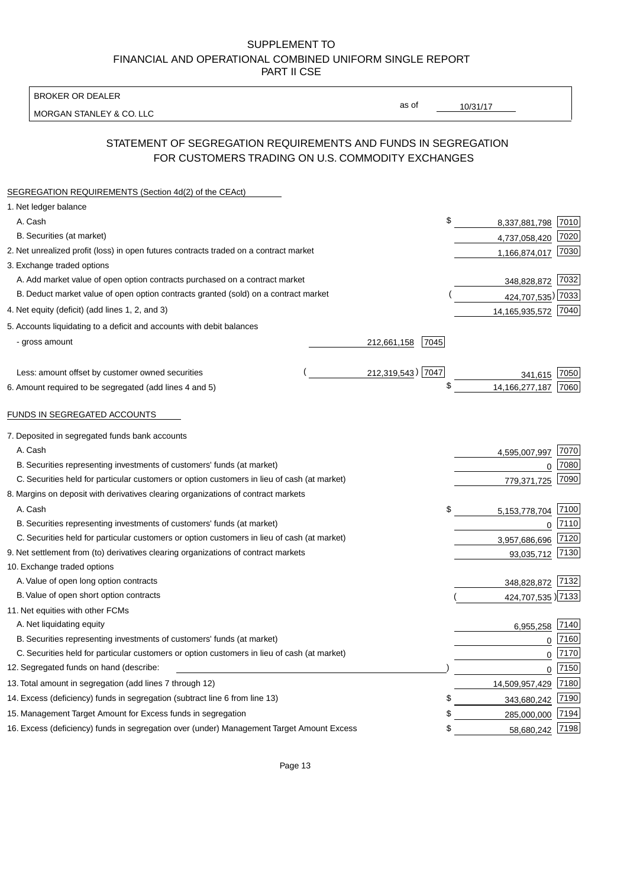SUPPLEMENT TO
FINANCIAL AND OPERATIONAL COMBINED UNIFORM SINGLE REPORT
PART II CSE

BROKER OR DEALER

MORGAN STANLEY & CO. LLC

as of 10/31/17

## STATEMENT OF SEGREGATION REQUIREMENTS AND FUNDS IN SEGREGATION FOR CUSTOMERS TRADING ON U.S. COMMODITY EXCHANGES

SEGREGATION REQUIREMENTS (Section 4d(2) of the CEAct)

| | | | | |
|---|---|---|---|---|
| 1. Net ledger balance | | | | |
| A. Cash | | | $ 8,337,881,798 | 7010 |
| B. Securities (at market) | | | 4,737,058,420 | 7020 |
| 2. Net unrealized profit (loss) in open futures contracts traded on a contract market | | | 1,166,874,017 | 7030 |
| 3. Exchange traded options | | | | |
| A. Add market value of open option contracts purchased on a contract market | | | 348,828,872 | 7032 |
| B. Deduct market value of open option contracts granted (sold) on a contract market | | | (424,707,535) | 7033 |
| 4. Net equity (deficit) (add lines 1, 2, and 3) | | | 14,165,935,572 | 7040 |
| 5. Accounts liquidating to a deficit and accounts with debit balances | | | | |
| - gross amount | 212,661,158 | 7045 | | |
| Less: amount offset by customer owned securities | (212,319,543) | 7047 | 341,615 | 7050 |
| 6. Amount required to be segregated (add lines 4 and 5) | | | $ 14,166,277,187 | 7060 |

FUNDS IN SEGREGATED ACCOUNTS

| | | |
|---|---|---|
| 7. Deposited in segregated funds bank accounts | | |
| A. Cash | 4,595,007,997 | 7070 |
| B. Securities representing investments of customers' funds (at market) | 0 | 7080 |
| C. Securities held for particular customers or option customers in lieu of cash (at market) | 779,371,725 | 7090 |
| 8. Margins on deposit with derivatives clearing organizations of contract markets | | |
| A. Cash | $ 5,153,778,704 | 7100 |
| B. Securities representing investments of customers' funds (at market) | 0 | 7110 |
| C. Securities held for particular customers or option customers in lieu of cash (at market) | 3,957,686,696 | 7120 |
| 9. Net settlement from (to) derivatives clearing organizations of contract markets | 93,035,712 | 7130 |
| 10. Exchange traded options | | |
| A. Value of open long option contracts | 348,828,872 | 7132 |
| B. Value of open short option contracts | (424,707,535) | 7133 |
| 11. Net equities with other FCMs | | |
| A. Net liquidating equity | 6,955,258 | 7140 |
| B. Securities representing investments of customers' funds (at market) | 0 | 7160 |
| C. Securities held for particular customers or option customers in lieu of cash (at market) | 0 | 7170 |
| 12. Segregated funds on hand (describe: ) | 0 | 7150 |
| 13. Total amount in segregation (add lines 7 through 12) | 14,509,957,429 | 7180 |
| 14. Excess (deficiency) funds in segregation (subtract line 6 from line 13) | $ 343,680,242 | 7190 |
| 15. Management Target Amount for Excess funds in segregation | $ 285,000,000 | 7194 |
| 16. Excess (deficiency) funds in segregation over (under) Management Target Amount Excess | $ 58,680,242 | 7198 |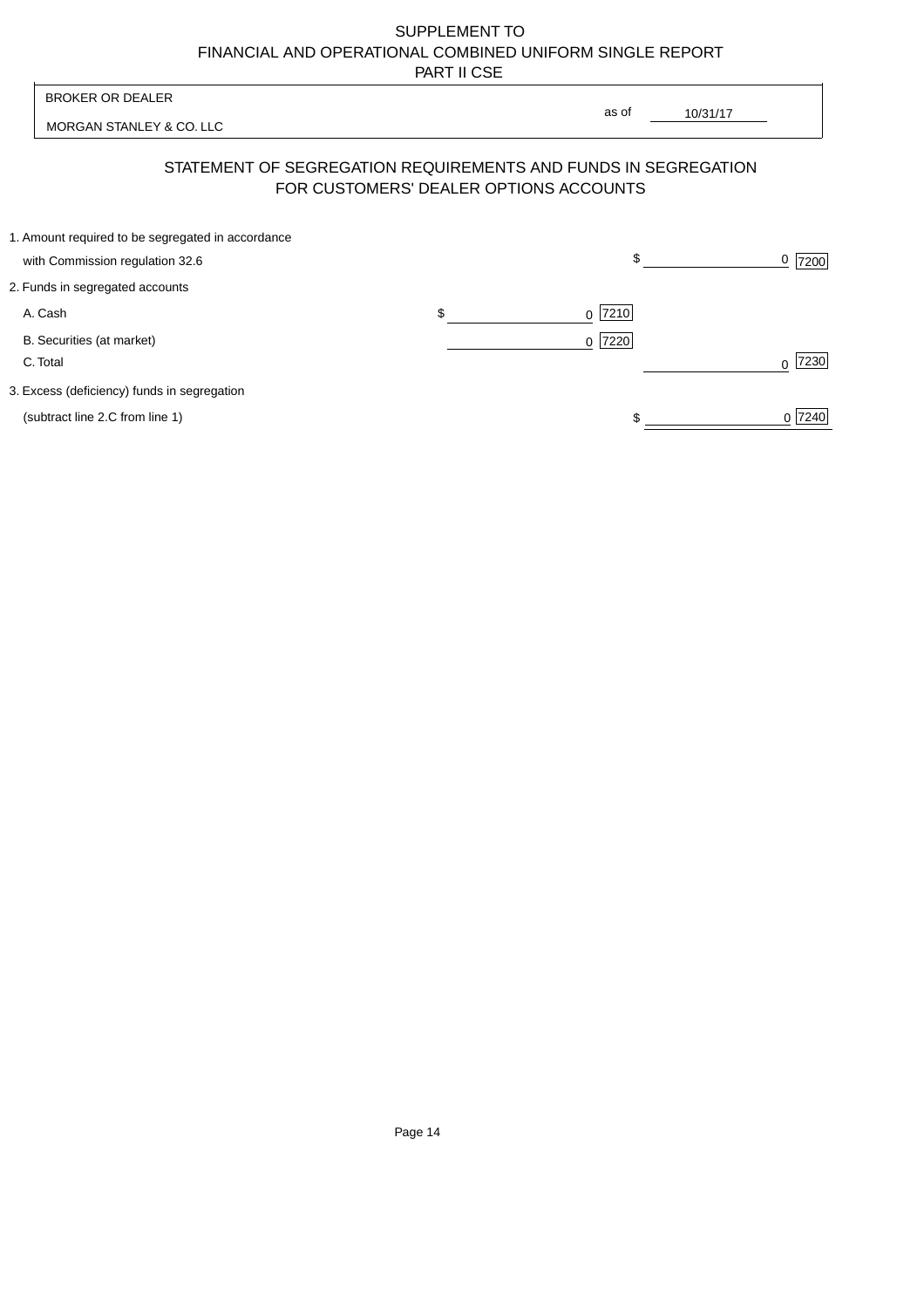SUPPLEMENT TO
FINANCIAL AND OPERATIONAL COMBINED UNIFORM SINGLE REPORT
PART II CSE

| BROKER OR DEALER | |
|---|---|
| MORGAN STANLEY & CO. LLC | as of 10/31/17 |

## STATEMENT OF SEGREGATION REQUIREMENTS AND FUNDS IN SEGREGATION FOR CUSTOMERS' DEALER OPTIONS ACCOUNTS

| | | |
|---|---|---|
| 1. Amount required to be segregated in accordance with Commission regulation 32.6 | | $ 0 [7200] |
| 2. Funds in segregated accounts | | |
| A. Cash | $ 0 [7210] | |
| B. Securities (at market) | 0 [7220] | |
| C. Total | | 0 [7230] |
| 3. Excess (deficiency) funds in segregation (subtract line 2.C from line 1) | | $ 0 [7240] |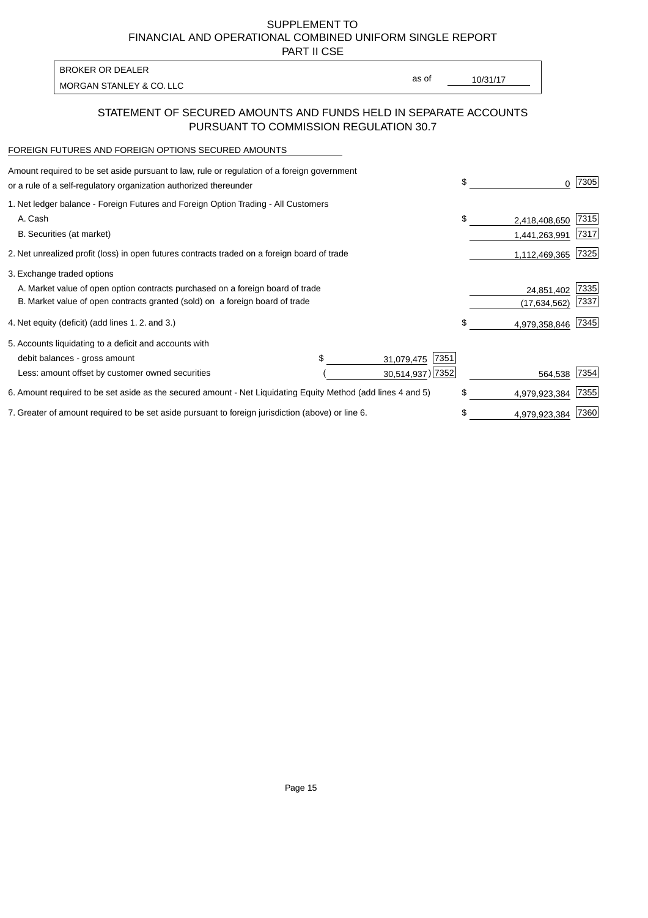SUPPLEMENT TO
FINANCIAL AND OPERATIONAL COMBINED UNIFORM SINGLE REPORT
PART II CSE

| BROKER OR DEALER | | |
|---|---|---|
| MORGAN STANLEY & CO. LLC | as of | 10/31/17 |

## STATEMENT OF SECURED AMOUNTS AND FUNDS HELD IN SEPARATE ACCOUNTS PURSUANT TO COMMISSION REGULATION 30.7

FOREIGN FUTURES AND FOREIGN OPTIONS SECURED AMOUNTS

| | | | | |
|---|---|---|---|---|
| Amount required to be set aside pursuant to law, rule or regulation of a foreign government or a rule of a self-regulatory organization authorized thereunder | | | $ 0 | 7305 |
| 1. Net ledger balance - Foreign Futures and Foreign Option Trading - All Customers | | | | |
| A. Cash | | | $ 2,418,408,650 | 7315 |
| B. Securities (at market) | | | 1,441,263,991 | 7317 |
| 2. Net unrealized profit (loss) in open futures contracts traded on a foreign board of trade | | | 1,112,469,365 | 7325 |
| 3. Exchange traded options | | | | |
| A. Market value of open option contracts purchased on a foreign board of trade | | | 24,851,402 | 7335 |
| B. Market value of open contracts granted (sold) on a foreign board of trade | | | (17,634,562) | 7337 |
| 4. Net equity (deficit) (add lines 1. 2. and 3.) | | | $ 4,979,358,846 | 7345 |
| 5. Accounts liquidating to a deficit and accounts with | | | | |
| debit balances - gross amount | $ 31,079,475 | 7351 | | |
| Less: amount offset by customer owned securities | ( 30,514,937) | 7352 | 564,538 | 7354 |
| 6. Amount required to be set aside as the secured amount - Net Liquidating Equity Method (add lines 4 and 5) | | | $ 4,979,923,384 | 7355 |
| 7. Greater of amount required to be set aside pursuant to foreign jurisdiction (above) or line 6. | | | $ 4,979,923,384 | 7360 |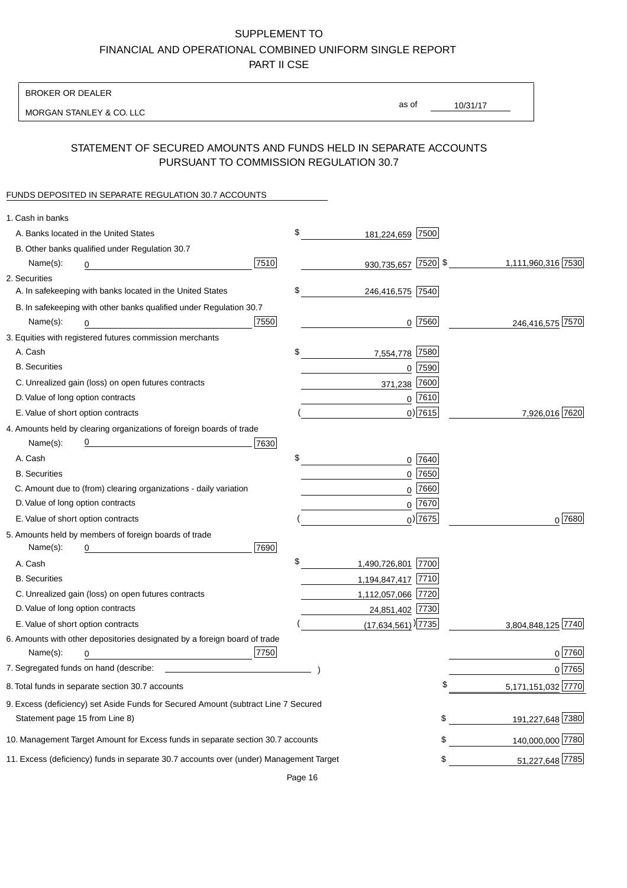# SUPPLEMENT TO
# FINANCIAL AND OPERATIONAL COMBINED UNIFORM SINGLE REPORT
# PART II CSE

BROKER OR DEALER

MORGAN STANLEY & CO. LLC

as of 10/31/17

## STATEMENT OF SECURED AMOUNTS AND FUNDS HELD IN SEPARATE ACCOUNTS PURSUANT TO COMMISSION REGULATION 30.7

FUNDS DEPOSITED IN SEPARATE REGULATION 30.7 ACCOUNTS

| | | | |
|---|---|---|---|
| 1. Cash in banks | | | |
| A. Banks located in the United States | | $ 181,224,659 [7500] | |
| B. Other banks qualified under Regulation 30.7 | | | |
| Name(s): 0 | [7510] | 930,735,657 [7520] | $ 1,111,960,316 [7530] |
| 2. Securities | | | |
| A. In safekeeping with banks located in the United States | | $ 246,416,575 [7540] | |
| B. In safekeeping with other banks qualified under Regulation 30.7 | | | |
| Name(s): 0 | [7550] | 0 [7560] | 246,416,575 [7570] |
| 3. Equities with registered futures commission merchants | | | |
| A. Cash | | $ 7,554,778 [7580] | |
| B. Securities | | 0 [7590] | |
| C. Unrealized gain (loss) on open futures contracts | | 371,238 [7600] | |
| D. Value of long option contracts | | 0 [7610] | |
| E. Value of short option contracts | | ( 0) [7615] | 7,926,016 [7620] |
| 4. Amounts held by clearing organizations of foreign boards of trade | | | |
| Name(s): 0 | [7630] | | |
| A. Cash | | $ 0 [7640] | |
| B. Securities | | 0 [7650] | |
| C. Amount due to (from) clearing organizations - daily variation | | 0 [7660] | |
| D. Value of long option contracts | | 0 [7670] | |
| E. Value of short option contracts | | ( 0) [7675] | 0 [7680] |
| 5. Amounts held by members of foreign boards of trade | | | |
| Name(s): 0 | [7690] | | |
| A. Cash | | $ 1,490,726,801 [7700] | |
| B. Securities | | 1,194,847,417 [7710] | |
| C. Unrealized gain (loss) on open futures contracts | | 1,112,057,066 [7720] | |
| D. Value of long option contracts | | 24,851,402 [7730] | |
| E. Value of short option contracts | | ( (17,634,561) ) [7735] | 3,804,848,125 [7740] |
| 6. Amounts with other depositories designated by a foreign board of trade | | | |
| Name(s): 0 | [7750] | | 0 [7760] |
| 7. Segregated funds on hand (describe: ) | | | 0 [7765] |
| 8. Total funds in separate section 30.7 accounts | | | $ 5,171,151,032 [7770] |
| 9. Excess (deficiency) set Aside Funds for Secured Amount (subtract Line 7 Secured Statement page 15 from Line 8) | | | $ 191,227,648 [7380] |
| 10. Management Target Amount for Excess funds in separate section 30.7 accounts | | | $ 140,000,000 [7780] |
| 11. Excess (deficiency) funds in separate 30.7 accounts over (under) Management Target | | | $ 51,227,648 [7785] |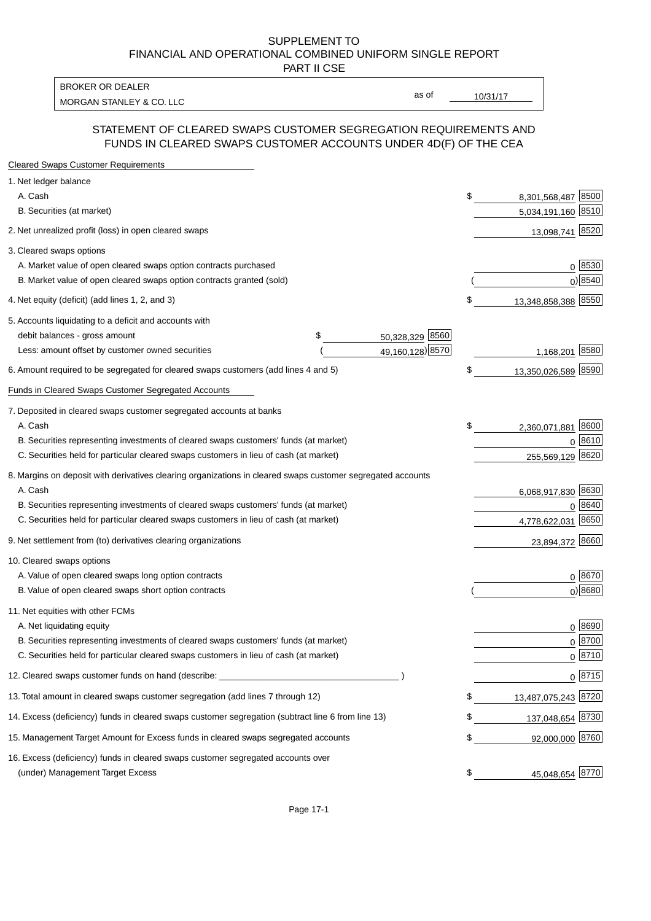SUPPLEMENT TO
FINANCIAL AND OPERATIONAL COMBINED UNIFORM SINGLE REPORT
PART II CSE

| | | |
|---|---|---|
| BROKER OR DEALER<br>MORGAN STANLEY & CO. LLC | as of | 10/31/17 |

## STATEMENT OF CLEARED SWAPS CUSTOMER SEGREGATION REQUIREMENTS AND FUNDS IN CLEARED SWAPS CUSTOMER ACCOUNTS UNDER 4D(F) OF THE CEA

**Cleared Swaps Customer Requirements**

| | | | | |
|---|---|---|---|---|
| 1. Net ledger balance | | | | |
| A. Cash | | | $ 8,301,568,487 | 8500 |
| B. Securities (at market) | | | 5,034,191,160 | 8510 |
| 2. Net unrealized profit (loss) in open cleared swaps | | | 13,098,741 | 8520 |
| 3. Cleared swaps options | | | | |
| A. Market value of open cleared swaps option contracts purchased | | | 0 | 8530 |
| B. Market value of open cleared swaps option contracts granted (sold) | | | ( 0) | 8540 |
| 4. Net equity (deficit) (add lines 1, 2, and 3) | | | $ 13,348,858,388 | 8550 |
| 5. Accounts liquidating to a deficit and accounts with | | | | |
| debit balances - gross amount | $ 50,328,329 | 8560 | | |
| Less: amount offset by customer owned securities | ( 49,160,128) | 8570 | 1,168,201 | 8580 |
| 6. Amount required to be segregated for cleared swaps customers (add lines 4 and 5) | | | $ 13,350,026,589 | 8590 |

**Funds in Cleared Swaps Customer Segregated Accounts**

| | | |
|---|---|---|
| 7. Deposited in cleared swaps customer segregated accounts at banks | | |
| A. Cash | $ 2,360,071,881 | 8600 |
| B. Securities representing investments of cleared swaps customers' funds (at market) | 0 | 8610 |
| C. Securities held for particular cleared swaps customers in lieu of cash (at market) | 255,569,129 | 8620 |
| 8. Margins on deposit with derivatives clearing organizations in cleared swaps customer segregated accounts | | |
| A. Cash | 6,068,917,830 | 8630 |
| B. Securities representing investments of cleared swaps customers' funds (at market) | 0 | 8640 |
| C. Securities held for particular cleared swaps customers in lieu of cash (at market) | 4,778,622,031 | 8650 |
| 9. Net settlement from (to) derivatives clearing organizations | 23,894,372 | 8660 |
| 10. Cleared swaps options | | |
| A. Value of open cleared swaps long option contracts | 0 | 8670 |
| B. Value of open cleared swaps short option contracts | ( 0) | 8680 |
| 11. Net equities with other FCMs | | |
| A. Net liquidating equity | 0 | 8690 |
| B. Securities representing investments of cleared swaps customers' funds (at market) | 0 | 8700 |
| C. Securities held for particular cleared swaps customers in lieu of cash (at market) | 0 | 8710 |
| 12. Cleared swaps customer funds on hand (describe: _______________ ) | 0 | 8715 |
| 13. Total amount in cleared swaps customer segregation (add lines 7 through 12) | $ 13,487,075,243 | 8720 |
| 14. Excess (deficiency) funds in cleared swaps customer segregation (subtract line 6 from line 13) | $ 137,048,654 | 8730 |
| 15. Management Target Amount for Excess funds in cleared swaps segregated accounts | $ 92,000,000 | 8760 |
| 16. Excess (deficiency) funds in cleared swaps customer segregated accounts over (under) Management Target Excess | $ 45,048,654 | 8770 |